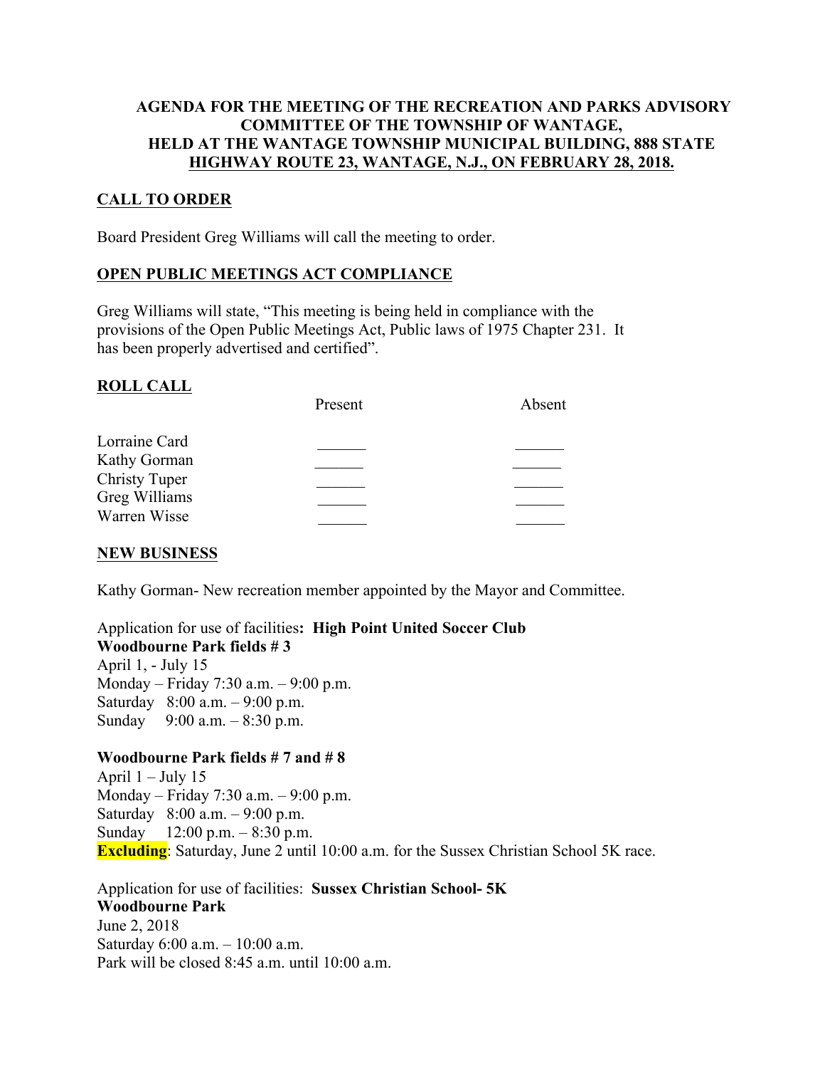**AGENDA FOR THE MEETING OF THE RECREATION AND PARKS ADVISORY COMMITTEE OF THE TOWNSHIP OF WANTAGE, HELD AT THE WANTAGE TOWNSHIP MUNICIPAL BUILDING, 888 STATE HIGHWAY ROUTE 23, WANTAGE, N.J., ON FEBRUARY 28, 2018.**

## CALL TO ORDER

Board President Greg Williams will call the meeting to order.

## OPEN PUBLIC MEETINGS ACT COMPLIANCE

Greg Williams will state, "This meeting is being held in compliance with the provisions of the Open Public Meetings Act, Public laws of 1975 Chapter 231. It has been properly advertised and certified".

## ROLL CALL

| | Present | Absent |
|---|---|---|
| Lorraine Card | ______ | ______ |
| Kathy Gorman | ______ | ______ |
| Christy Tuper | ______ | ______ |
| Greg Williams | ______ | ______ |
| Warren Wisse | ______ | ______ |

## NEW BUSINESS

Kathy Gorman- New recreation member appointed by the Mayor and Committee.

Application for use of facilities**: High Point United Soccer Club**
**Woodbourne Park fields # 3**
April 1, - July 15
Monday – Friday 7:30 a.m. – 9:00 p.m.
Saturday 8:00 a.m. – 9:00 p.m.
Sunday 9:00 a.m. – 8:30 p.m.

**Woodbourne Park fields # 7 and # 8**
April 1 – July 15
Monday – Friday 7:30 a.m. – 9:00 p.m.
Saturday 8:00 a.m. – 9:00 p.m.
Sunday 12:00 p.m. – 8:30 p.m.
**Excluding**: Saturday, June 2 until 10:00 a.m. for the Sussex Christian School 5K race.

Application for use of facilities: **Sussex Christian School- 5K**
**Woodbourne Park**
June 2, 2018
Saturday 6:00 a.m. – 10:00 a.m.
Park will be closed 8:45 a.m. until 10:00 a.m.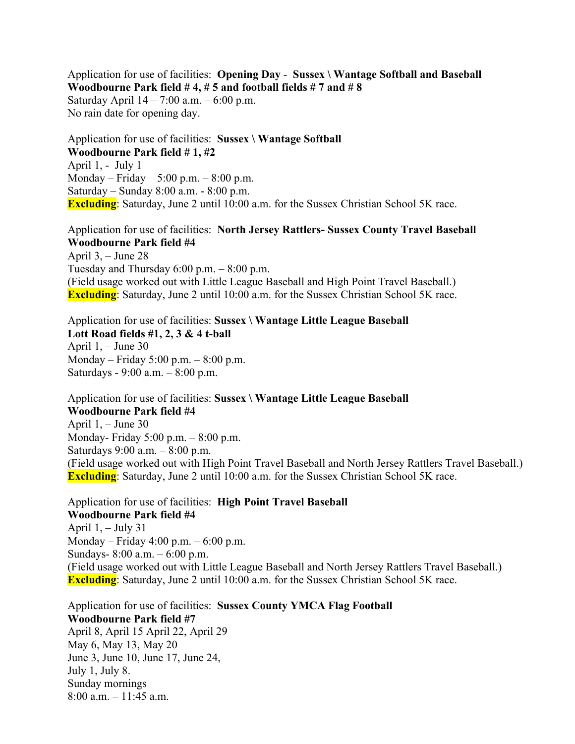Application for use of facilities: **Opening Day - Sussex \ Wantage Softball and Baseball**
**Woodbourne Park field # 4, # 5 and football fields # 7 and # 8**
Saturday April 14 – 7:00 a.m. – 6:00 p.m.
No rain date for opening day.

Application for use of facilities: **Sussex \ Wantage Softball**
**Woodbourne Park field # 1, #2**
April 1, - July 1
Monday – Friday 5:00 p.m. – 8:00 p.m.
Saturday – Sunday 8:00 a.m. - 8:00 p.m.
**Excluding**: Saturday, June 2 until 10:00 a.m. for the Sussex Christian School 5K race.

Application for use of facilities: **North Jersey Rattlers- Sussex County Travel Baseball**
**Woodbourne Park field #4**
April 3, – June 28
Tuesday and Thursday 6:00 p.m. – 8:00 p.m.
(Field usage worked out with Little League Baseball and High Point Travel Baseball.)
**Excluding**: Saturday, June 2 until 10:00 a.m. for the Sussex Christian School 5K race.

Application for use of facilities: **Sussex \ Wantage Little League Baseball**
**Lott Road fields #1, 2, 3 & 4 t-ball**
April 1, – June 30
Monday – Friday 5:00 p.m. – 8:00 p.m.
Saturdays - 9:00 a.m. – 8:00 p.m.

Application for use of facilities: **Sussex \ Wantage Little League Baseball**
**Woodbourne Park field #4**
April 1, – June 30
Monday- Friday 5:00 p.m. – 8:00 p.m.
Saturdays 9:00 a.m. – 8:00 p.m.
(Field usage worked out with High Point Travel Baseball and North Jersey Rattlers Travel Baseball.)
**Excluding**: Saturday, June 2 until 10:00 a.m. for the Sussex Christian School 5K race.

Application for use of facilities: **High Point Travel Baseball**
**Woodbourne Park field #4**
April 1, – July 31
Monday – Friday 4:00 p.m. – 6:00 p.m.
Sundays- 8:00 a.m. – 6:00 p.m.
(Field usage worked out with Little League Baseball and North Jersey Rattlers Travel Baseball.)
**Excluding**: Saturday, June 2 until 10:00 a.m. for the Sussex Christian School 5K race.

Application for use of facilities: **Sussex County YMCA Flag Football**
**Woodbourne Park field #7**
April 8, April 15 April 22, April 29
May 6, May 13, May 20
June 3, June 10, June 17, June 24,
July 1, July 8.
Sunday mornings
8:00 a.m. – 11:45 a.m.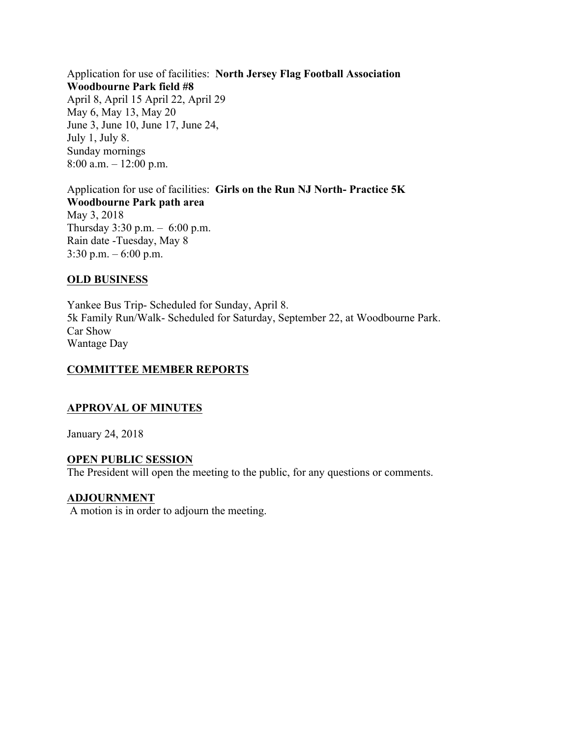Application for use of facilities: **North Jersey Flag Football Association**
**Woodbourne Park field #8**
April 8, April 15 April 22, April 29
May 6, May 13, May 20
June 3, June 10, June 17, June 24,
July 1, July 8.
Sunday mornings
8:00 a.m. – 12:00 p.m.

Application for use of facilities: **Girls on the Run NJ North- Practice 5K**
**Woodbourne Park path area**
May 3, 2018
Thursday 3:30 p.m. – 6:00 p.m.
Rain date -Tuesday, May 8
3:30 p.m. – 6:00 p.m.

## OLD BUSINESS

Yankee Bus Trip- Scheduled for Sunday, April 8.
5k Family Run/Walk- Scheduled for Saturday, September 22, at Woodbourne Park.
Car Show
Wantage Day

## COMMITTEE MEMBER REPORTS

## APPROVAL OF MINUTES

January 24, 2018

## OPEN PUBLIC SESSION

The President will open the meeting to the public, for any questions or comments.

## ADJOURNMENT

A motion is in order to adjourn the meeting.